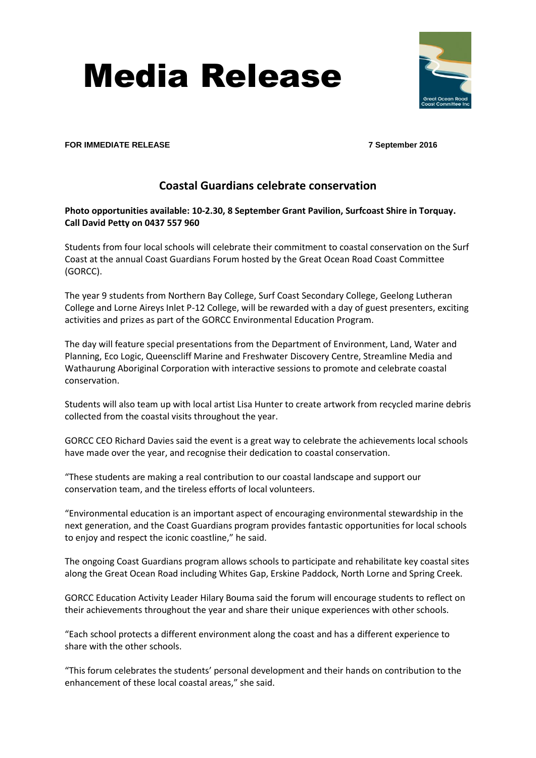# Media Release

**FOR IMMEDIATE RELEASE** **7 September 2016**

## Coastal Guardians celebrate conservation

**Photo opportunities available: 10-2.30, 8 September Grant Pavilion, Surfcoast Shire in Torquay. Call David Petty on 0437 557 960**

Students from four local schools will celebrate their commitment to coastal conservation on the Surf Coast at the annual Coast Guardians Forum hosted by the Great Ocean Road Coast Committee (GORCC).

The year 9 students from Northern Bay College, Surf Coast Secondary College, Geelong Lutheran College and Lorne Aireys Inlet P-12 College, will be rewarded with a day of guest presenters, exciting activities and prizes as part of the GORCC Environmental Education Program.

The day will feature special presentations from the Department of Environment, Land, Water and Planning, Eco Logic, Queenscliff Marine and Freshwater Discovery Centre, Streamline Media and Wathaurung Aboriginal Corporation with interactive sessions to promote and celebrate coastal conservation.

Students will also team up with local artist Lisa Hunter to create artwork from recycled marine debris collected from the coastal visits throughout the year.

GORCC CEO Richard Davies said the event is a great way to celebrate the achievements local schools have made over the year, and recognise their dedication to coastal conservation.

"These students are making a real contribution to our coastal landscape and support our conservation team, and the tireless efforts of local volunteers.

"Environmental education is an important aspect of encouraging environmental stewardship in the next generation, and the Coast Guardians program provides fantastic opportunities for local schools to enjoy and respect the iconic coastline," he said.

The ongoing Coast Guardians program allows schools to participate and rehabilitate key coastal sites along the Great Ocean Road including Whites Gap, Erskine Paddock, North Lorne and Spring Creek.

GORCC Education Activity Leader Hilary Bouma said the forum will encourage students to reflect on their achievements throughout the year and share their unique experiences with other schools.

"Each school protects a different environment along the coast and has a different experience to share with the other schools.

"This forum celebrates the students' personal development and their hands on contribution to the enhancement of these local coastal areas," she said.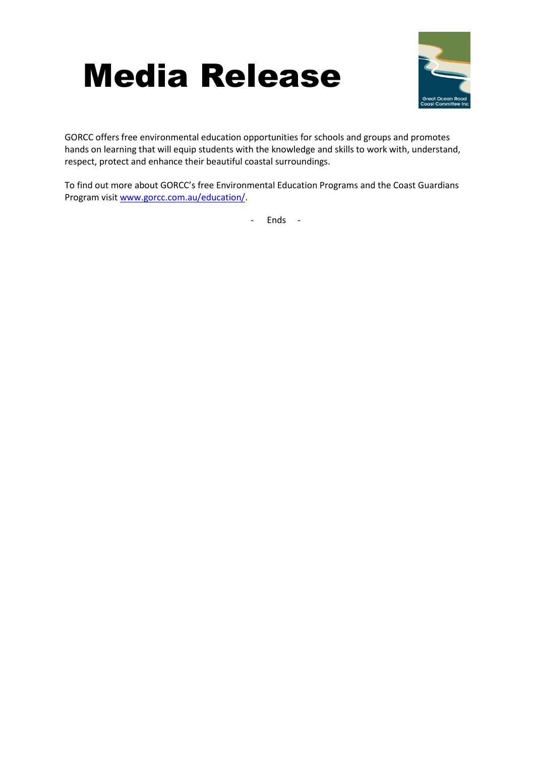# Media Release

GORCC offers free environmental education opportunities for schools and groups and promotes hands on learning that will equip students with the knowledge and skills to work with, understand, respect, protect and enhance their beautiful coastal surroundings.

To find out more about GORCC's free Environmental Education Programs and the Coast Guardians Program visit [www.gorcc.com.au/education/](www.gorcc.com.au/education/).

\- Ends -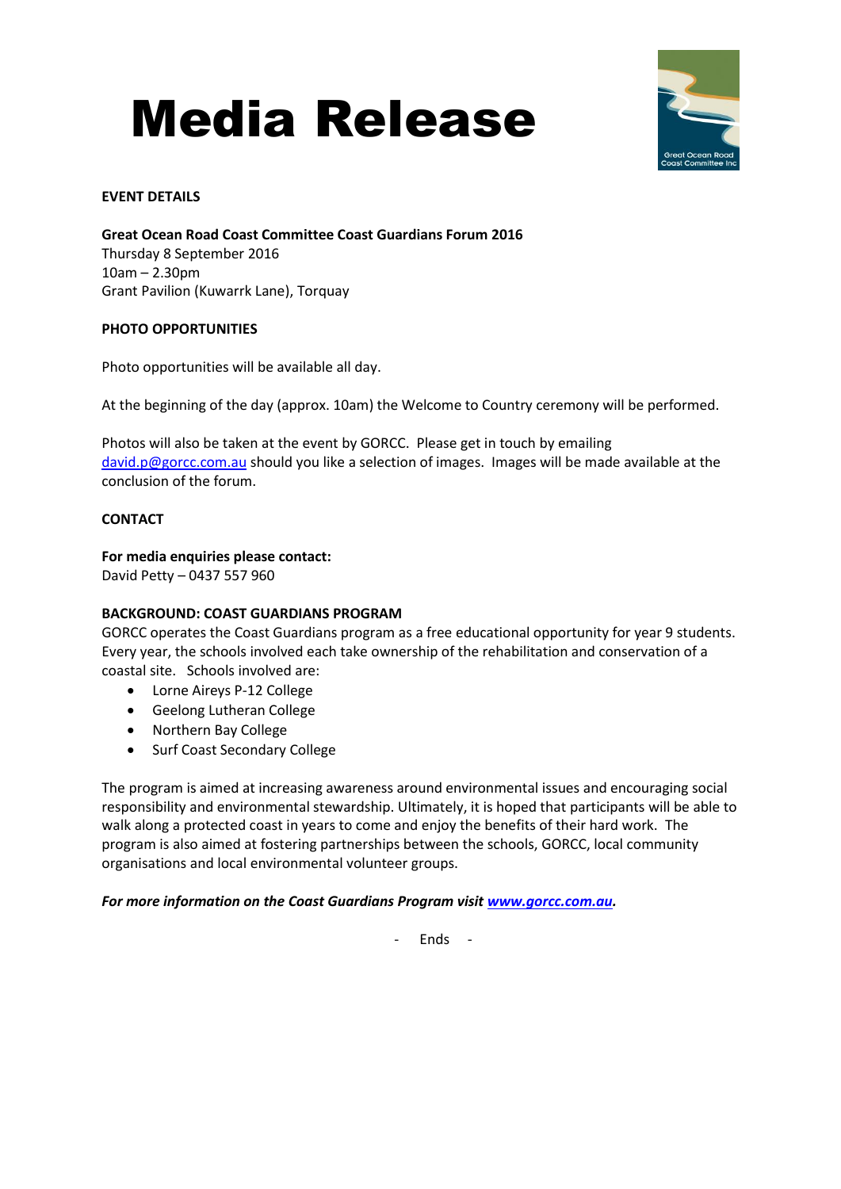# Media Release

**EVENT DETAILS**

**Great Ocean Road Coast Committee Coast Guardians Forum 2016**
Thursday 8 September 2016
10am – 2.30pm
Grant Pavilion (Kuwarrk Lane), Torquay

**PHOTO OPPORTUNITIES**

Photo opportunities will be available all day.

At the beginning of the day (approx. 10am) the Welcome to Country ceremony will be performed.

Photos will also be taken at the event by GORCC. Please get in touch by emailing david.p@gorcc.com.au should you like a selection of images. Images will be made available at the conclusion of the forum.

**CONTACT**

**For media enquiries please contact:**
David Petty – 0437 557 960

**BACKGROUND: COAST GUARDIANS PROGRAM**
GORCC operates the Coast Guardians program as a free educational opportunity for year 9 students. Every year, the schools involved each take ownership of the rehabilitation and conservation of a coastal site. Schools involved are:

- Lorne Aireys P-12 College
- Geelong Lutheran College
- Northern Bay College
- Surf Coast Secondary College

The program is aimed at increasing awareness around environmental issues and encouraging social responsibility and environmental stewardship. Ultimately, it is hoped that participants will be able to walk along a protected coast in years to come and enjoy the benefits of their hard work. The program is also aimed at fostering partnerships between the schools, GORCC, local community organisations and local environmental volunteer groups.

***For more information on the Coast Guardians Program visit www.gorcc.com.au.***

\- Ends -